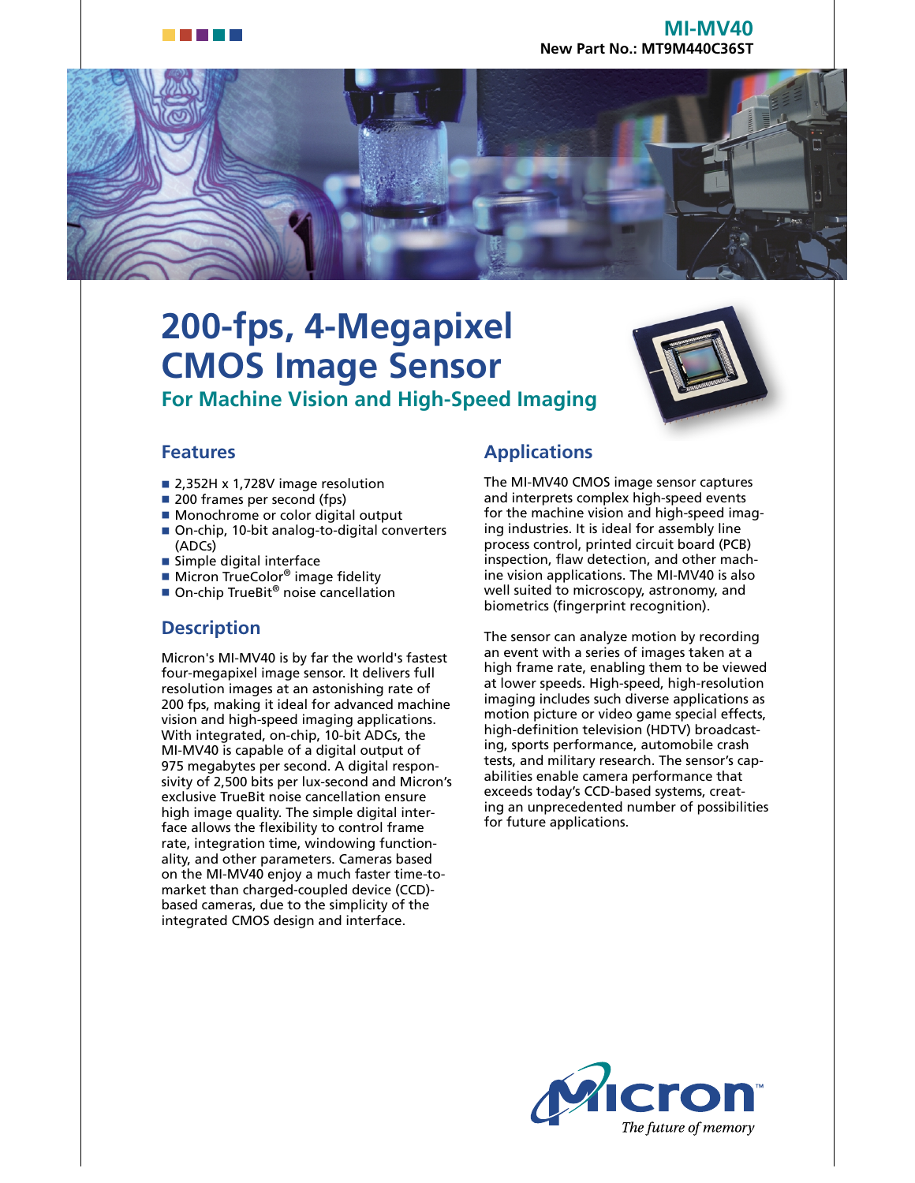**MI-MV40**
**New Part No.: MT9M440C36ST**

# 200-fps, 4-Megapixel CMOS Image Sensor

## For Machine Vision and High-Speed Imaging

## Features

- 2,352H x 1,728V image resolution
- 200 frames per second (fps)
- Monochrome or color digital output
- On-chip, 10-bit analog-to-digital converters (ADCs)
- Simple digital interface
- Micron TrueColor® image fidelity
- On-chip TrueBit® noise cancellation

## Description

Micron's MI-MV40 is by far the world's fastest four-megapixel image sensor. It delivers full resolution images at an astonishing rate of 200 fps, making it ideal for advanced machine vision and high-speed imaging applications. With integrated, on-chip, 10-bit ADCs, the MI-MV40 is capable of a digital output of 975 megabytes per second. A digital responsivity of 2,500 bits per lux-second and Micron's exclusive TrueBit noise cancellation ensure high image quality. The simple digital interface allows the flexibility to control frame rate, integration time, windowing functionality, and other parameters. Cameras based on the MI-MV40 enjoy a much faster time-to-market than charged-coupled device (CCD)-based cameras, due to the simplicity of the integrated CMOS design and interface.

## Applications

The MI-MV40 CMOS image sensor captures and interprets complex high-speed events for the machine vision and high-speed imaging industries. It is ideal for assembly line process control, printed circuit board (PCB) inspection, flaw detection, and other machine vision applications. The MI-MV40 is also well suited to microscopy, astronomy, and biometrics (fingerprint recognition).

The sensor can analyze motion by recording an event with a series of images taken at a high frame rate, enabling them to be viewed at lower speeds. High-speed, high-resolution imaging includes such diverse applications as motion picture or video game special effects, high-definition television (HDTV) broadcasting, sports performance, automobile crash tests, and military research. The sensor's capabilities enable camera performance that exceeds today's CCD-based systems, creating an unprecedented number of possibilities for future applications.

Micron™
*The future of memory*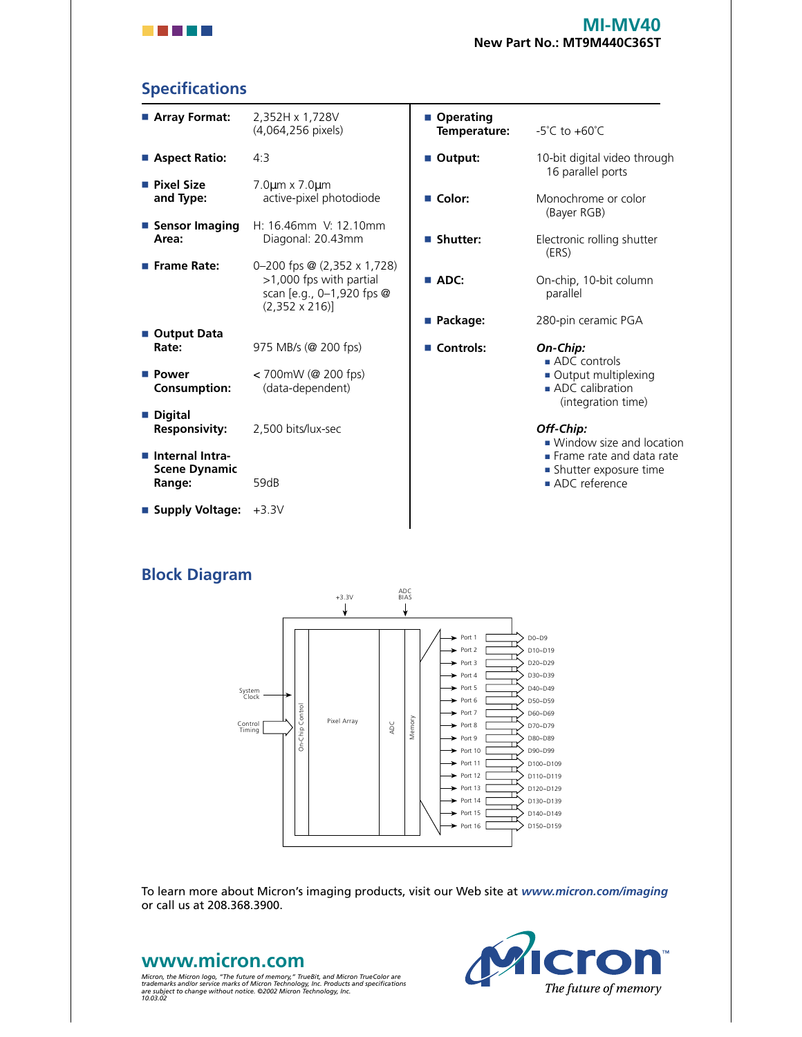**MI-MV40**
**New Part No.: MT9M440C36ST**

## Specifications

- **Array Format:** 2,352H x 1,728V (4,064,256 pixels)
- **Aspect Ratio:** 4:3
- **Pixel Size and Type:** 7.0µm x 7.0µm active-pixel photodiode
- **Sensor Imaging Area:** H: 16.46mm V: 12.10mm Diagonal: 20.43mm
- **Frame Rate:** 0–200 fps @ (2,352 x 1,728) >1,000 fps with partial scan [e.g., 0–1,920 fps @ (2,352 x 216)]
- **Output Data Rate:** 975 MB/s (@ 200 fps)
- **Power Consumption:** < 700mW (@ 200 fps) (data-dependent)
- **Digital Responsivity:** 2,500 bits/lux-sec
- **Internal Intra-Scene Dynamic Range:** 59dB
- **Supply Voltage:** +3.3V
- **Operating Temperature:** -5°C to +60°C
- **Output:** 10-bit digital video through 16 parallel ports
- **Color:** Monochrome or color (Bayer RGB)
- **Shutter:** Electronic rolling shutter (ERS)
- **ADC:** On-chip, 10-bit column parallel
- **Package:** 280-pin ceramic PGA
- **Controls:**
  - *On-Chip:*
    - ADC controls
    - Output multiplexing
    - ADC calibration (integration time)
  - *Off-Chip:*
    - Window size and location
    - Frame rate and data rate
    - Shutter exposure time
    - ADC reference

## Block Diagram

+3.3V
ADC BIAS
System Clock
Control Timing
On-Chip Control
Pixel Array
ADC
Memory
Port 1 D0–D9
Port 2 D10–D19
Port 3 D20–D29
Port 4 D30–D39
Port 5 D40–D49
Port 6 D50–D59
Port 7 D60–D69
Port 8 D70–D79
Port 9 D80–D89
Port 10 D90–D99
Port 11 D100–D109
Port 12 D110–D119
Port 13 D120–D129
Port 14 D130–D139
Port 15 D140–D149
Port 16 D150–D159

To learn more about Micron's imaging products, visit our Web site at ***www.micron.com/imaging*** or call us at 208.368.3900.

**www.micron.com**

*Micron, the Micron logo, "The future of memory," TrueBit, and Micron TrueColor are trademarks and/or service marks of Micron Technology, Inc. Products and specifications are subject to change without notice. ©2002 Micron Technology, Inc. 10.03.02*

Micron™ *The future of memory*